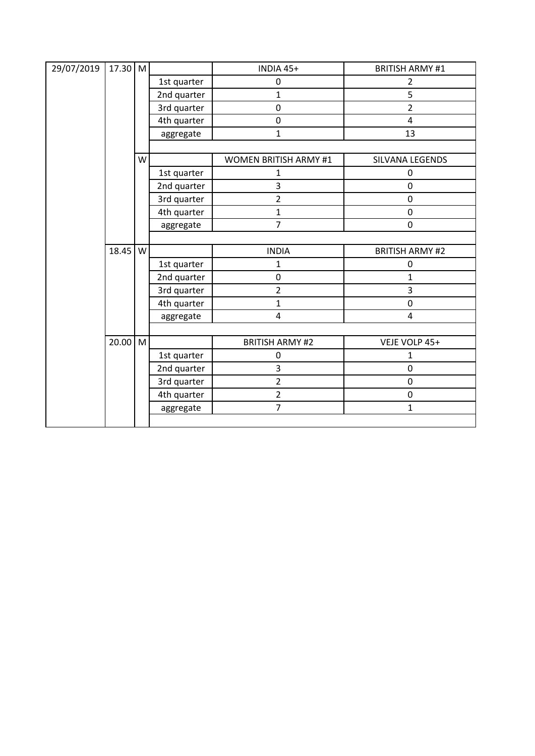| Date | Time | Category | | Team 1 | Team 2 |
|---|---|---|---|---|---|
| 29/07/2019 | 17.30 | M | | INDIA 45+ | BRITISH ARMY #1 |
| | | | 1st quarter | 0 | 2 |
| | | | 2nd quarter | 1 | 5 |
| | | | 3rd quarter | 0 | 2 |
| | | | 4th quarter | 0 | 4 |
| | | | aggregate | 1 | 13 |
| | | | | | |
| | | W | | WOMEN BRITISH ARMY #1 | SILVANA LEGENDS |
| | | | 1st quarter | 1 | 0 |
| | | | 2nd quarter | 3 | 0 |
| | | | 3rd quarter | 2 | 0 |
| | | | 4th quarter | 1 | 0 |
| | | | aggregate | 7 | 0 |
| | | | | | |
| | 18.45 | W | | INDIA | BRITISH ARMY #2 |
| | | | 1st quarter | 1 | 0 |
| | | | 2nd quarter | 0 | 1 |
| | | | 3rd quarter | 2 | 3 |
| | | | 4th quarter | 1 | 0 |
| | | | aggregate | 4 | 4 |
| | | | | | |
| | 20.00 | M | | BRITISH ARMY #2 | VEJE VOLP 45+ |
| | | | 1st quarter | 0 | 1 |
| | | | 2nd quarter | 3 | 0 |
| | | | 3rd quarter | 2 | 0 |
| | | | 4th quarter | 2 | 0 |
| | | | aggregate | 7 | 1 |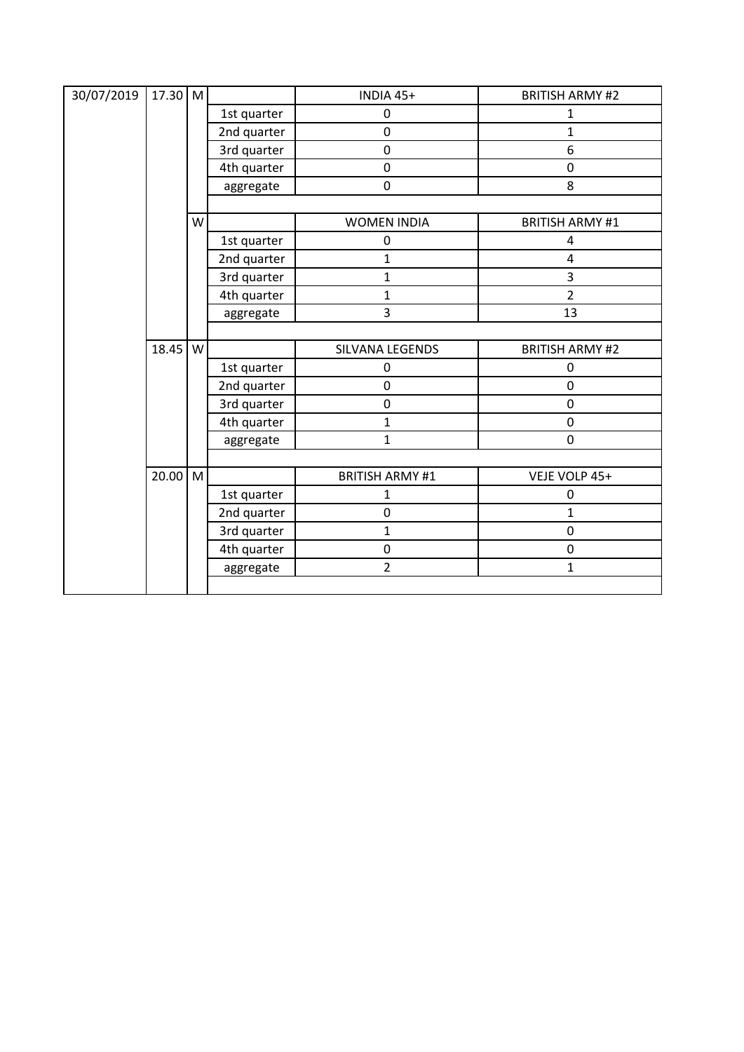| Date | Time | | | | |
|---|---|---|---|---|---|
| 30/07/2019 | 17.30 | M | | INDIA 45+ | BRITISH ARMY #2 |
| | | | 1st quarter | 0 | 1 |
| | | | 2nd quarter | 0 | 1 |
| | | | 3rd quarter | 0 | 6 |
| | | | 4th quarter | 0 | 0 |
| | | | aggregate | 0 | 8 |
| | | | | | |
| | | W | | WOMEN INDIA | BRITISH ARMY #1 |
| | | | 1st quarter | 0 | 4 |
| | | | 2nd quarter | 1 | 4 |
| | | | 3rd quarter | 1 | 3 |
| | | | 4th quarter | 1 | 2 |
| | | | aggregate | 3 | 13 |
| | | | | | |
| | 18.45 | W | | SILVANA LEGENDS | BRITISH ARMY #2 |
| | | | 1st quarter | 0 | 0 |
| | | | 2nd quarter | 0 | 0 |
| | | | 3rd quarter | 0 | 0 |
| | | | 4th quarter | 1 | 0 |
| | | | aggregate | 1 | 0 |
| | | | | | |
| | 20.00 | M | | BRITISH ARMY #1 | VEJE VOLP 45+ |
| | | | 1st quarter | 1 | 0 |
| | | | 2nd quarter | 0 | 1 |
| | | | 3rd quarter | 1 | 0 |
| | | | 4th quarter | 0 | 0 |
| | | | aggregate | 2 | 1 |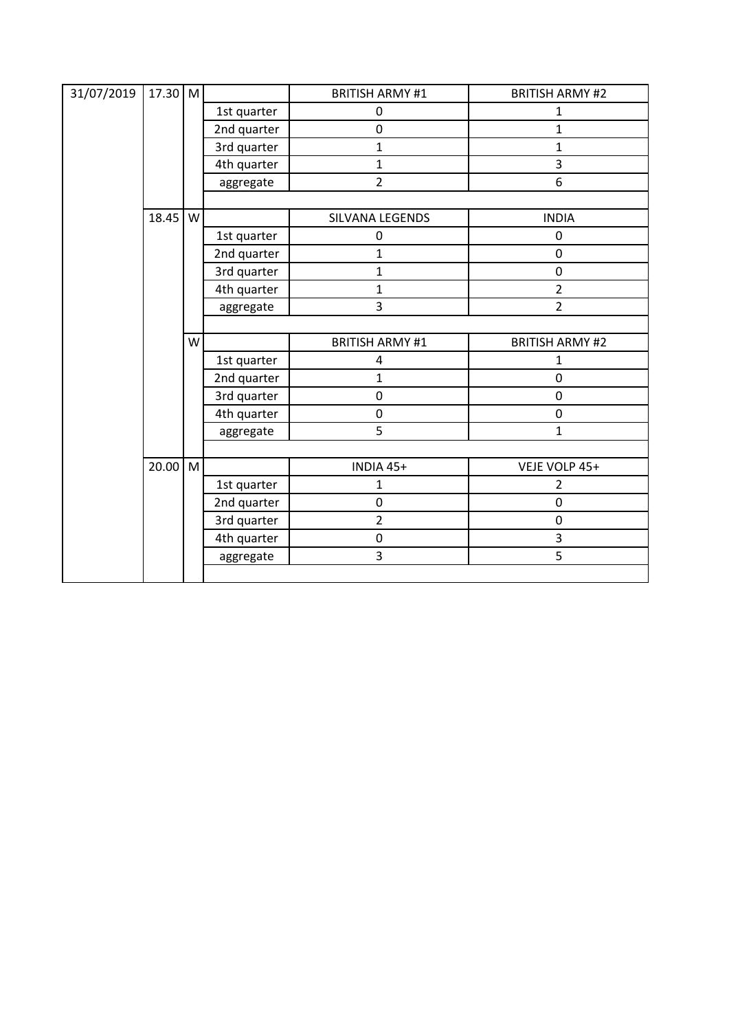| | | | | | |
|---|---|---|---|---|---|
| 31/07/2019 | 17.30 | M | | BRITISH ARMY #1 | BRITISH ARMY #2 |
| | | | 1st quarter | 0 | 1 |
| | | | 2nd quarter | 0 | 1 |
| | | | 3rd quarter | 1 | 1 |
| | | | 4th quarter | 1 | 3 |
| | | | aggregate | 2 | 6 |
| | | | | | |
| | 18.45 | W | | SILVANA LEGENDS | INDIA |
| | | | 1st quarter | 0 | 0 |
| | | | 2nd quarter | 1 | 0 |
| | | | 3rd quarter | 1 | 0 |
| | | | 4th quarter | 1 | 2 |
| | | | aggregate | 3 | 2 |
| | | | | | |
| | | W | | BRITISH ARMY #1 | BRITISH ARMY #2 |
| | | | 1st quarter | 4 | 1 |
| | | | 2nd quarter | 1 | 0 |
| | | | 3rd quarter | 0 | 0 |
| | | | 4th quarter | 0 | 0 |
| | | | aggregate | 5 | 1 |
| | | | | | |
| | 20.00 | M | | INDIA 45+ | VEJE VOLP 45+ |
| | | | 1st quarter | 1 | 2 |
| | | | 2nd quarter | 0 | 0 |
| | | | 3rd quarter | 2 | 0 |
| | | | 4th quarter | 0 | 3 |
| | | | aggregate | 3 | 5 |
| | | | | | |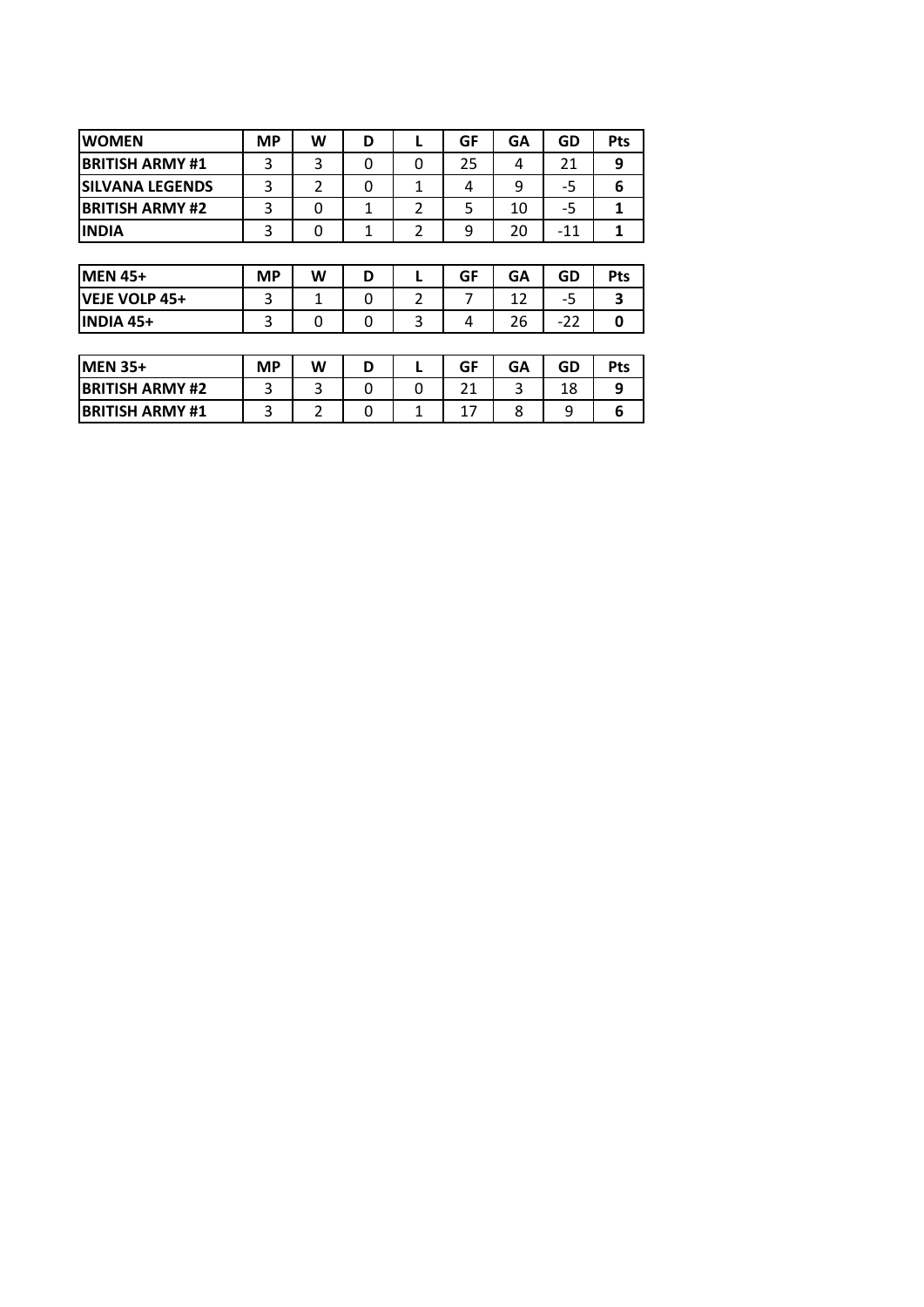| WOMEN | MP | W | D | L | GF | GA | GD | Pts |
|---|---|---|---|---|---|---|---|---|
| BRITISH ARMY #1 | 3 | 3 | 0 | 0 | 25 | 4 | 21 | **9** |
| SILVANA LEGENDS | 3 | 2 | 0 | 1 | 4 | 9 | -5 | **6** |
| BRITISH ARMY #2 | 3 | 0 | 1 | 2 | 5 | 10 | -5 | **1** |
| INDIA | 3 | 0 | 1 | 2 | 9 | 20 | -11 | **1** |

| MEN 45+ | MP | W | D | L | GF | GA | GD | Pts |
|---|---|---|---|---|---|---|---|---|
| VEJE VOLP 45+ | 3 | 1 | 0 | 2 | 7 | 12 | -5 | **3** |
| INDIA 45+ | 3 | 0 | 0 | 3 | 4 | 26 | -22 | **0** |

| MEN 35+ | MP | W | D | L | GF | GA | GD | Pts |
|---|---|---|---|---|---|---|---|---|
| BRITISH ARMY #2 | 3 | 3 | 0 | 0 | 21 | 3 | 18 | **9** |
| BRITISH ARMY #1 | 3 | 2 | 0 | 1 | 17 | 8 | 9 | **6** |